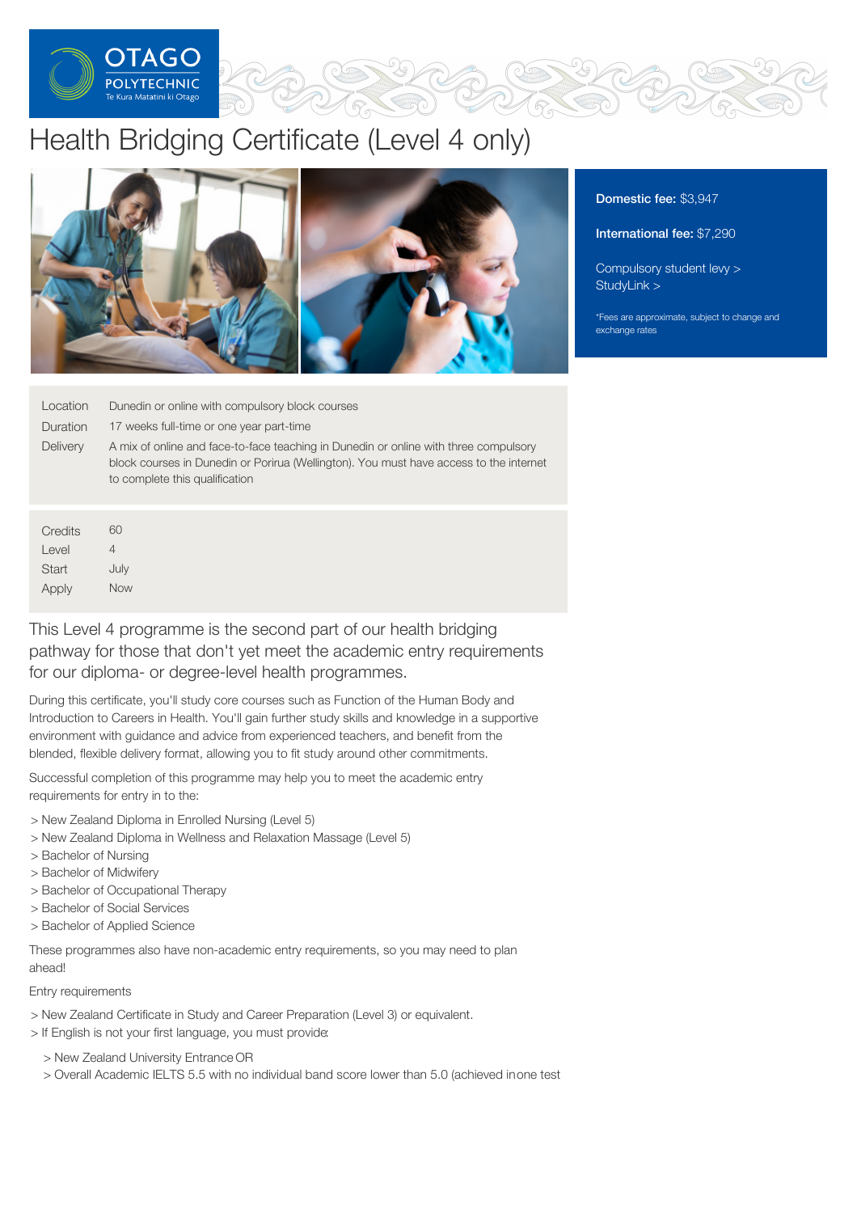# Health Bridging Certificate (Level 4 only)

**Domestic fee:** $3,947

**International fee:** $7,290

Compulsory student levy >
StudyLink >

*Fees are approximate, subject to change and exchange rates

| | |
|---|---|
| Location | Dunedin or online with compulsory block courses |
| Duration | 17 weeks full-time or one year part-time |
| Delivery | A mix of online and face-to-face teaching in Dunedin or online with three compulsory block courses in Dunedin or Porirua (Wellington). You must have access to the internet to complete this qualification |

| | |
|---|---|
| Credits | 60 |
| Level | 4 |
| Start | July |
| Apply | Now |

## This Level 4 programme is the second part of our health bridging pathway for those that don't yet meet the academic entry requirements for our diploma- or degree-level health programmes.

During this certificate, you'll study core courses such as Function of the Human Body and Introduction to Careers in Health. You'll gain further study skills and knowledge in a supportive environment with guidance and advice from experienced teachers, and benefit from the blended, flexible delivery format, allowing you to fit study around other commitments.

Successful completion of this programme may help you to meet the academic entry requirements for entry in to the:

> New Zealand Diploma in Enrolled Nursing (Level 5)
> New Zealand Diploma in Wellness and Relaxation Massage (Level 5)
> Bachelor of Nursing
> Bachelor of Midwifery
> Bachelor of Occupational Therapy
> Bachelor of Social Services
> Bachelor of Applied Science

These programmes also have non-academic entry requirements, so you may need to plan ahead!

Entry requirements

> New Zealand Certificate in Study and Career Preparation (Level 3) or equivalent.
> If English is not your first language, you must provide:

> New Zealand University Entrance OR
> Overall Academic IELTS 5.5 with no individual band score lower than 5.0 (achieved in one test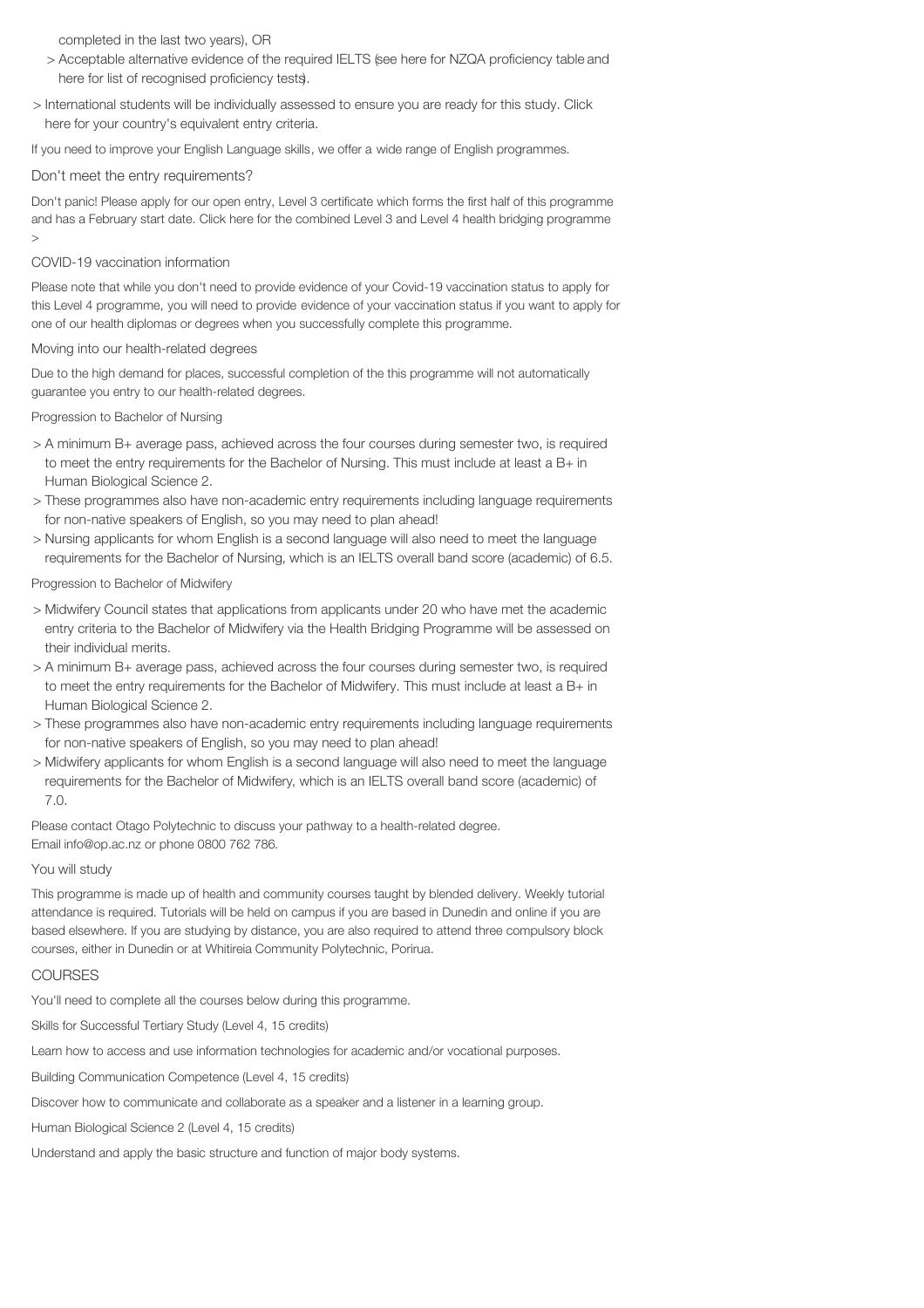completed in the last two years), OR

- > Acceptable alternative evidence of the required IELTS (see here for NZQA proficiency table and here for list of recognised proficiency tests).

> International students will be individually assessed to ensure you are ready for this study. Click here for your country's equivalent entry criteria.

If you need to improve your English Language skills, we offer a wide range of English programmes.

## Don't meet the entry requirements?

Don't panic! Please apply for our open entry, Level 3 certificate which forms the first half of this programme and has a February start date. Click here for the combined Level 3 and Level 4 health bridging programme >

## COVID-19 vaccination information

Please note that while you don't need to provide evidence of your Covid-19 vaccination status to apply for this Level 4 programme, you will need to provide evidence of your vaccination status if you want to apply for one of our health diplomas or degrees when you successfully complete this programme.

## Moving into our health-related degrees

Due to the high demand for places, successful completion of the this programme will not automatically guarantee you entry to our health-related degrees.

### Progression to Bachelor of Nursing

> A minimum B+ average pass, achieved across the four courses during semester two, is required to meet the entry requirements for the Bachelor of Nursing. This must include at least a B+ in Human Biological Science 2.

> These programmes also have non-academic entry requirements including language requirements for non-native speakers of English, so you may need to plan ahead!

> Nursing applicants for whom English is a second language will also need to meet the language requirements for the Bachelor of Nursing, which is an IELTS overall band score (academic) of 6.5.

### Progression to Bachelor of Midwifery

> Midwifery Council states that applications from applicants under 20 who have met the academic entry criteria to the Bachelor of Midwifery via the Health Bridging Programme will be assessed on their individual merits.

> A minimum B+ average pass, achieved across the four courses during semester two, is required to meet the entry requirements for the Bachelor of Midwifery. This must include at least a B+ in Human Biological Science 2.

> These programmes also have non-academic entry requirements including language requirements for non-native speakers of English, so you may need to plan ahead!

> Midwifery applicants for whom English is a second language will also need to meet the language requirements for the Bachelor of Midwifery, which is an IELTS overall band score (academic) of 7.0.

Please contact Otago Polytechnic to discuss your pathway to a health-related degree.
Email info@op.ac.nz or phone 0800 762 786.

## You will study

This programme is made up of health and community courses taught by blended delivery. Weekly tutorial attendance is required. Tutorials will be held on campus if you are based in Dunedin and online if you are based elsewhere. If you are studying by distance, you are also required to attend three compulsory block courses, either in Dunedin or at Whitireia Community Polytechnic, Porirua.

## COURSES

You'll need to complete all the courses below during this programme.

Skills for Successful Tertiary Study (Level 4, 15 credits)

Learn how to access and use information technologies for academic and/or vocational purposes.

Building Communication Competence (Level 4, 15 credits)

Discover how to communicate and collaborate as a speaker and a listener in a learning group.

Human Biological Science 2 (Level 4, 15 credits)

Understand and apply the basic structure and function of major body systems.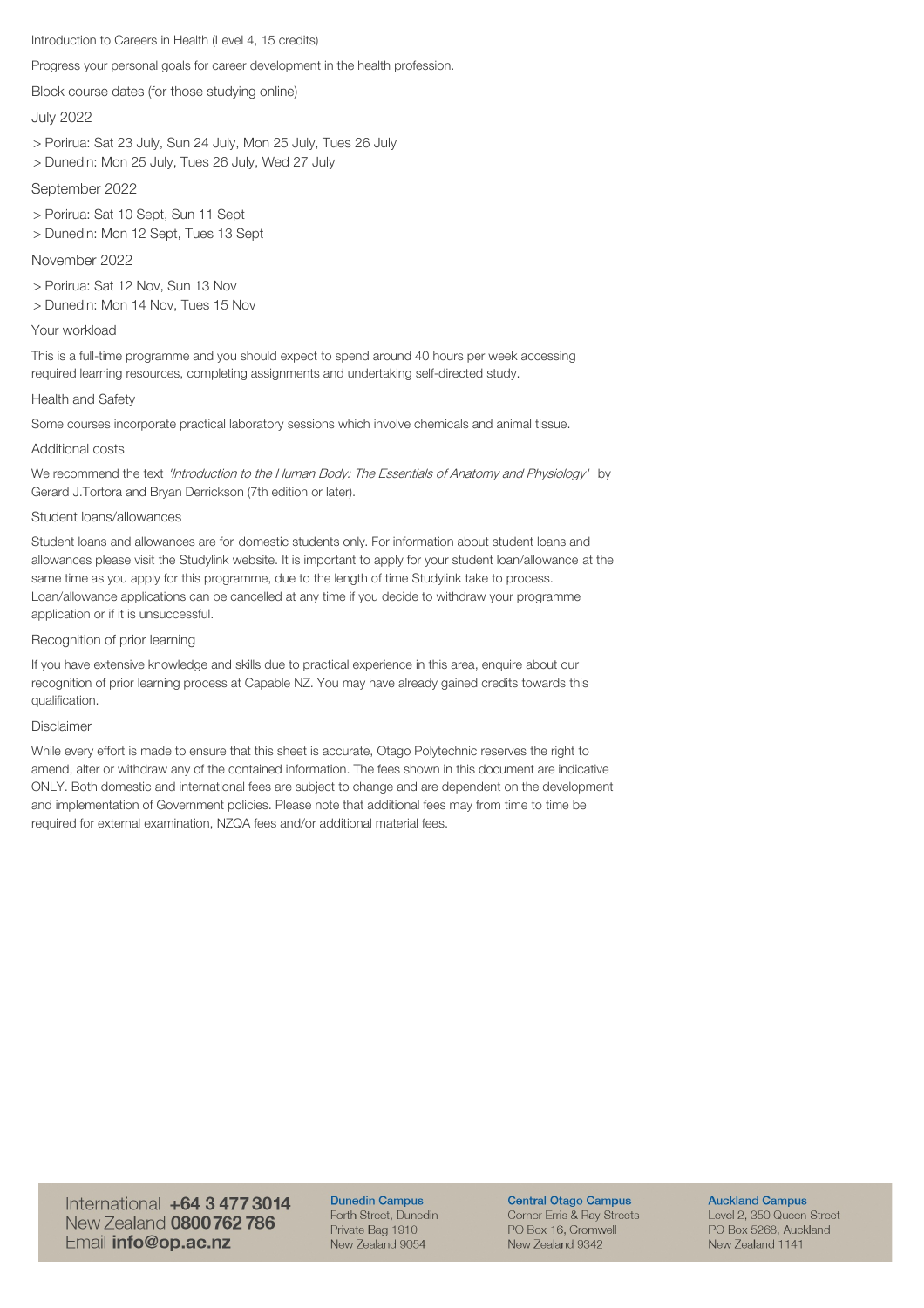Introduction to Careers in Health (Level 4, 15 credits)

Progress your personal goals for career development in the health profession.

### Block course dates (for those studying online)

#### July 2022

> Porirua: Sat 23 July, Sun 24 July, Mon 25 July, Tues 26 July
> Dunedin: Mon 25 July, Tues 26 July, Wed 27 July

#### September 2022

> Porirua: Sat 10 Sept, Sun 11 Sept
> Dunedin: Mon 12 Sept, Tues 13 Sept

#### November 2022

> Porirua: Sat 12 Nov, Sun 13 Nov
> Dunedin: Mon 14 Nov, Tues 15 Nov

### Your workload

This is a full-time programme and you should expect to spend around 40 hours per week accessing required learning resources, completing assignments and undertaking self-directed study.

### Health and Safety

Some courses incorporate practical laboratory sessions which involve chemicals and animal tissue.

### Additional costs

We recommend the text *'Introduction to the Human Body: The Essentials of Anatomy and Physiology'* by Gerard J.Tortora and Bryan Derrickson (7th edition or later).

### Student loans/allowances

Student loans and allowances are for domestic students only. For information about student loans and allowances please visit the Studylink website. It is important to apply for your student loan/allowance at the same time as you apply for this programme, due to the length of time Studylink take to process. Loan/allowance applications can be cancelled at any time if you decide to withdraw your programme application or if it is unsuccessful.

### Recognition of prior learning

If you have extensive knowledge and skills due to practical experience in this area, enquire about our recognition of prior learning process at Capable NZ. You may have already gained credits towards this qualification.

### Disclaimer

While every effort is made to ensure that this sheet is accurate, Otago Polytechnic reserves the right to amend, alter or withdraw any of the contained information. The fees shown in this document are indicative ONLY. Both domestic and international fees are subject to change and are dependent on the development and implementation of Government policies. Please note that additional fees may from time to time be required for external examination, NZQA fees and/or additional material fees.

International **+64 3 477 3014**
New Zealand **0800 762 786**
Email **info@op.ac.nz**

**Dunedin Campus**
Forth Street, Dunedin
Private Bag 1910
New Zealand 9054

**Central Otago Campus**
Corner Erris & Ray Streets
PO Box 16, Cromwell
New Zealand 9342

**Auckland Campus**
Level 2, 350 Queen Street
PO Box 5268, Auckland
New Zealand 1141